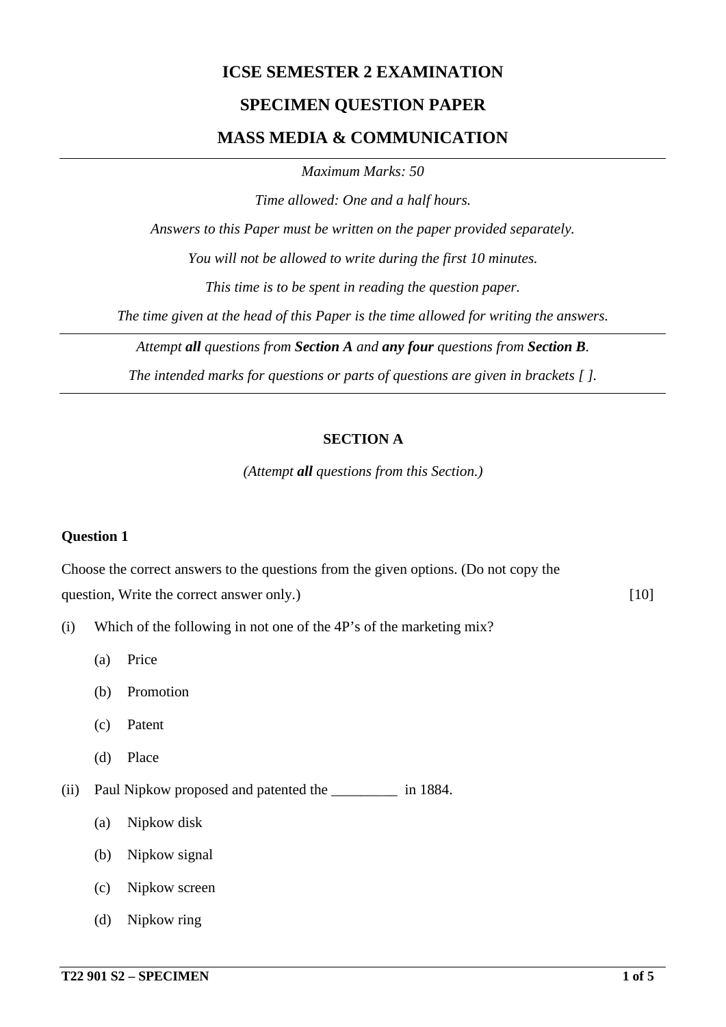# ICSE SEMESTER 2 EXAMINATION

# SPECIMEN QUESTION PAPER

# MASS MEDIA & COMMUNICATION

*Maximum Marks: 50*

*Time allowed: One and a half hours.*

*Answers to this Paper must be written on the paper provided separately.*

*You will not be allowed to write during the first 10 minutes.*

*This time is to be spent in reading the question paper.*

*The time given at the head of this Paper is the time allowed for writing the answers.*

*Attempt **all** questions from **Section A** and **any four** questions from **Section B**.*

*The intended marks for questions or parts of questions are given in brackets [ ].*

## SECTION A

*(Attempt **all** questions from this Section.)*

### Question 1

Choose the correct answers to the questions from the given options. (Do not copy the question, Write the correct answer only.) [10]

(i) Which of the following in not one of the 4P's of the marketing mix?

- (a) Price
- (b) Promotion
- (c) Patent
- (d) Place

(ii) Paul Nipkow proposed and patented the _________ in 1884.

- (a) Nipkow disk
- (b) Nipkow signal
- (c) Nipkow screen
- (d) Nipkow ring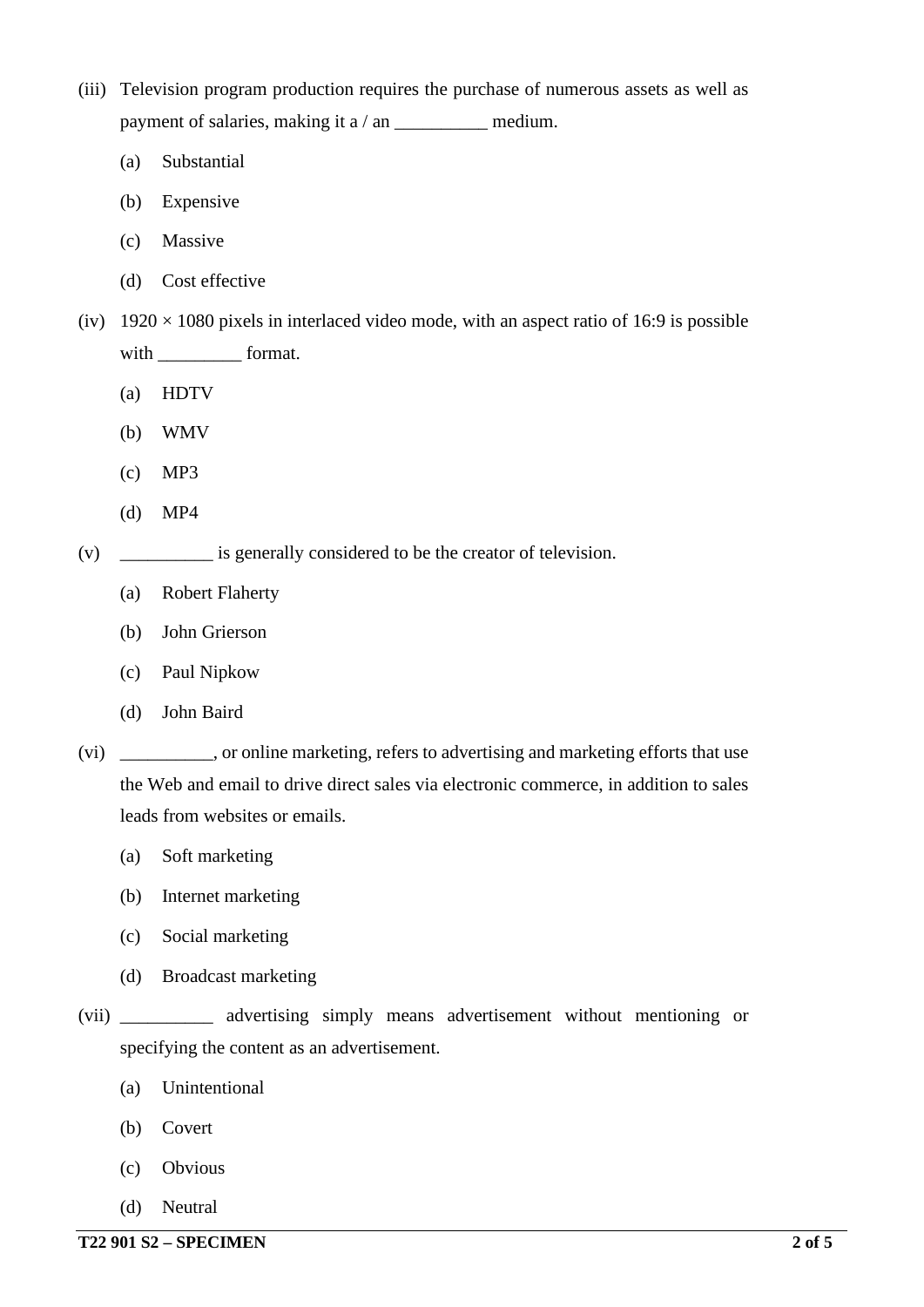(iii) Television program production requires the purchase of numerous assets as well as payment of salaries, making it a / an __________ medium.

(a) Substantial

(b) Expensive

(c) Massive

(d) Cost effective

(iv) 1920 × 1080 pixels in interlaced video mode, with an aspect ratio of 16:9 is possible with _________ format.

(a) HDTV

(b) WMV

(c) MP3

(d) MP4

(v) __________ is generally considered to be the creator of television.

(a) Robert Flaherty

(b) John Grierson

(c) Paul Nipkow

(d) John Baird

(vi) __________, or online marketing, refers to advertising and marketing efforts that use the Web and email to drive direct sales via electronic commerce, in addition to sales leads from websites or emails.

(a) Soft marketing

(b) Internet marketing

(c) Social marketing

(d) Broadcast marketing

(vii) __________ advertising simply means advertisement without mentioning or specifying the content as an advertisement.

(a) Unintentional

(b) Covert

(c) Obvious

(d) Neutral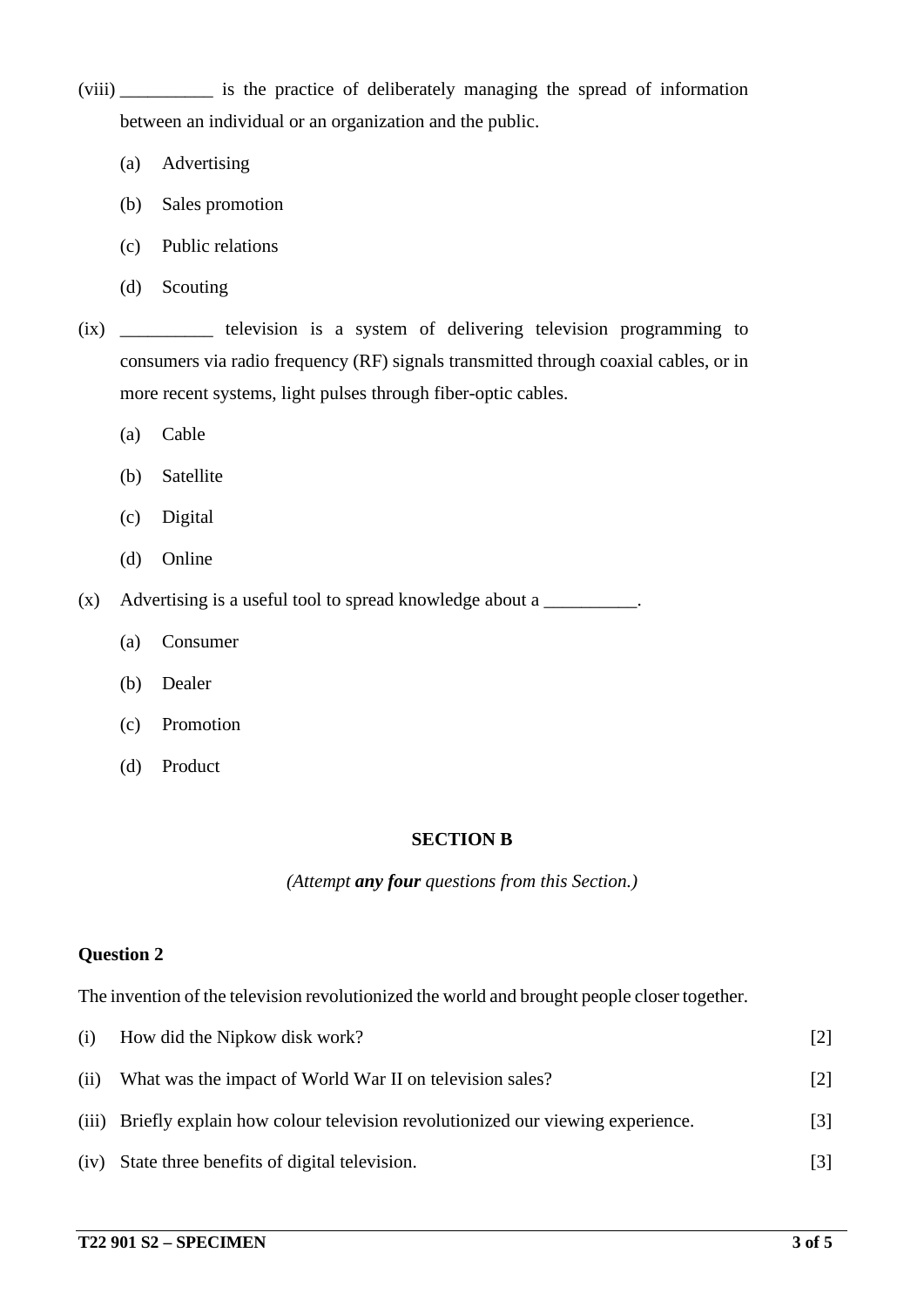(viii) __________ is the practice of deliberately managing the spread of information between an individual or an organization and the public.

(a) Advertising

(b) Sales promotion

(c) Public relations

(d) Scouting

(ix) __________ television is a system of delivering television programming to consumers via radio frequency (RF) signals transmitted through coaxial cables, or in more recent systems, light pulses through fiber-optic cables.

(a) Cable

(b) Satellite

(c) Digital

(d) Online

(x) Advertising is a useful tool to spread knowledge about a __________.

(a) Consumer

(b) Dealer

(c) Promotion

(d) Product

## SECTION B

*(Attempt **any four** questions from this Section.)*

### Question 2

The invention of the television revolutionized the world and brought people closer together.

(i) How did the Nipkow disk work? [2]

(ii) What was the impact of World War II on television sales? [2]

(iii) Briefly explain how colour television revolutionized our viewing experience. [3]

(iv) State three benefits of digital television. [3]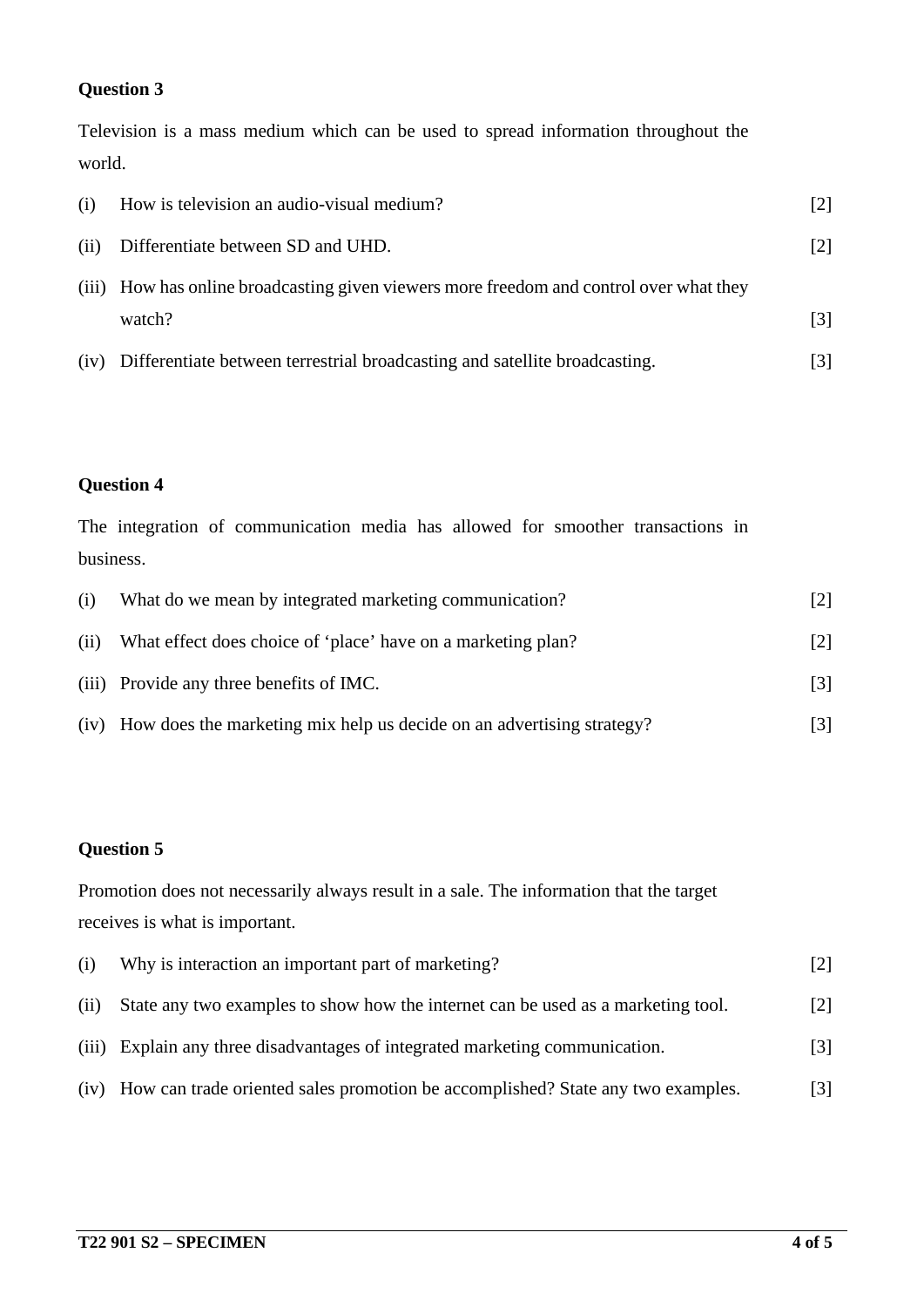**Question 3**

Television is a mass medium which can be used to spread information throughout the world.

(i) How is television an audio-visual medium? [2]

(ii) Differentiate between SD and UHD. [2]

(iii) How has online broadcasting given viewers more freedom and control over what they watch? [3]

(iv) Differentiate between terrestrial broadcasting and satellite broadcasting. [3]

**Question 4**

The integration of communication media has allowed for smoother transactions in business.

(i) What do we mean by integrated marketing communication? [2]

(ii) What effect does choice of 'place' have on a marketing plan? [2]

(iii) Provide any three benefits of IMC. [3]

(iv) How does the marketing mix help us decide on an advertising strategy? [3]

**Question 5**

Promotion does not necessarily always result in a sale. The information that the target receives is what is important.

(i) Why is interaction an important part of marketing? [2]

(ii) State any two examples to show how the internet can be used as a marketing tool. [2]

(iii) Explain any three disadvantages of integrated marketing communication. [3]

(iv) How can trade oriented sales promotion be accomplished? State any two examples. [3]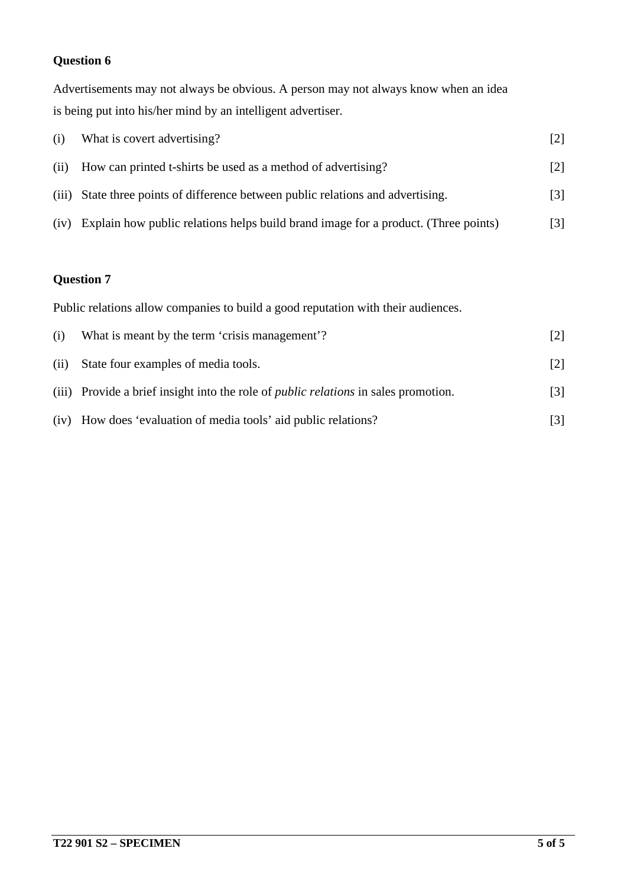**Question 6**

Advertisements may not always be obvious. A person may not always know when an idea is being put into his/her mind by an intelligent advertiser.

(i) What is covert advertising? [2]

(ii) How can printed t-shirts be used as a method of advertising? [2]

(iii) State three points of difference between public relations and advertising. [3]

(iv) Explain how public relations helps build brand image for a product. (Three points) [3]

**Question 7**

Public relations allow companies to build a good reputation with their audiences.

(i) What is meant by the term 'crisis management'? [2]

(ii) State four examples of media tools. [2]

(iii) Provide a brief insight into the role of *public relations* in sales promotion. [3]

(iv) How does 'evaluation of media tools' aid public relations? [3]